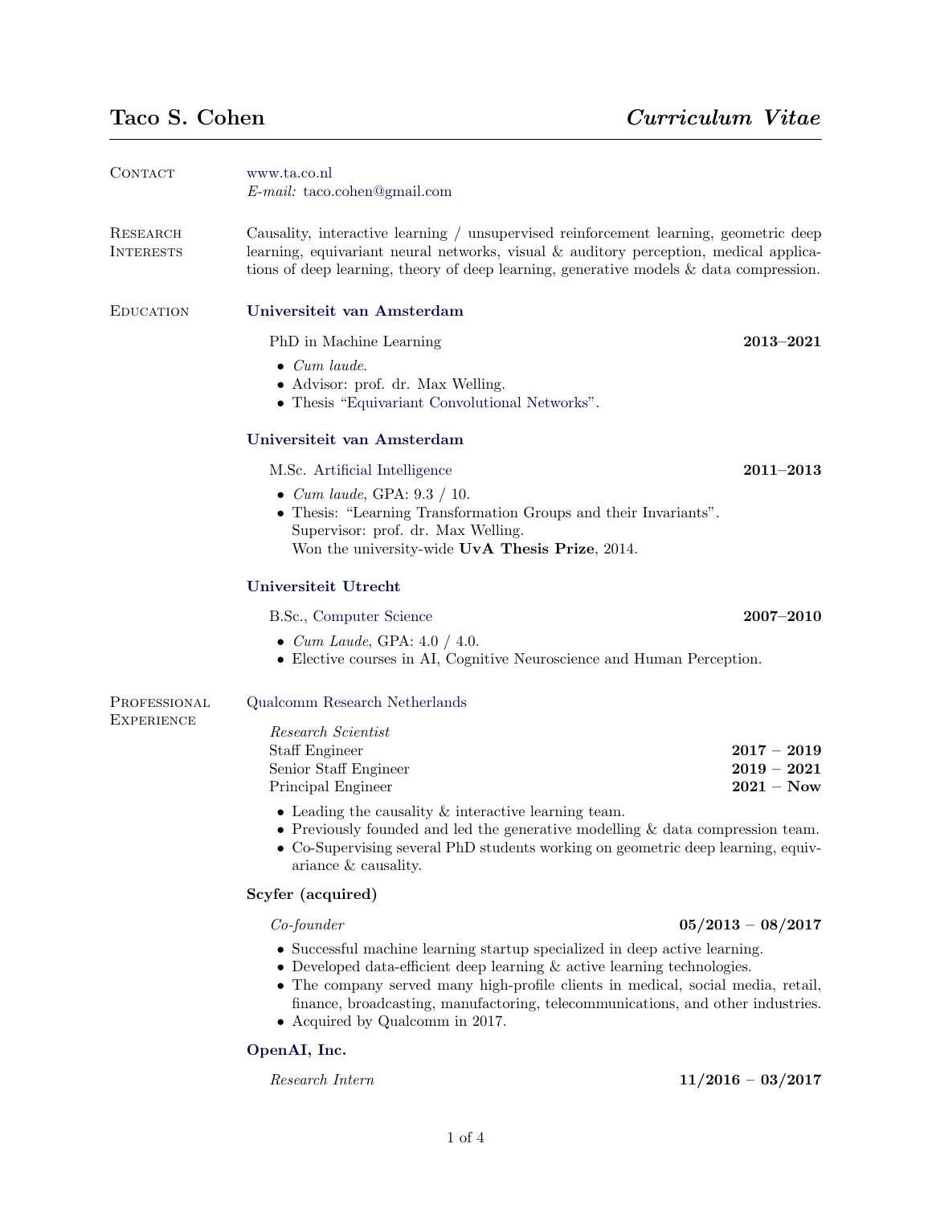# Taco S. Cohen

*Curriculum Vitae*

## Contact

www.ta.co.nl
*E-mail:* taco.cohen@gmail.com

## Research Interests

Causality, interactive learning / unsupervised reinforcement learning, geometric deep learning, equivariant neural networks, visual & auditory perception, medical applications of deep learning, theory of deep learning, generative models & data compression.

## Education

### Universiteit van Amsterdam

PhD in Machine Learning — **2013–2021**

- *Cum laude*.
- Advisor: prof. dr. Max Welling.
- Thesis "Equivariant Convolutional Networks".

### Universiteit van Amsterdam

M.Sc. Artificial Intelligence — **2011–2013**

- *Cum laude*, GPA: 9.3 / 10.
- Thesis: "Learning Transformation Groups and their Invariants".
  Supervisor: prof. dr. Max Welling.
  Won the university-wide **UvA Thesis Prize**, 2014.

### Universiteit Utrecht

B.Sc., Computer Science — **2007–2010**

- *Cum Laude*, GPA: 4.0 / 4.0.
- Elective courses in AI, Cognitive Neuroscience and Human Perception.

## Professional Experience

### Qualcomm Research Netherlands

*Research Scientist*

| | |
|---|---|
| Staff Engineer | **2017 – 2019** |
| Senior Staff Engineer | **2019 – 2021** |
| Principal Engineer | **2021 – Now** |

- Leading the causality & interactive learning team.
- Previously founded and led the generative modelling & data compression team.
- Co-Supervising several PhD students working on geometric deep learning, equivariance & causality.

### Scyfer (acquired)

*Co-founder* — **05/2013 – 08/2017**

- Successful machine learning startup specialized in deep active learning.
- Developed data-efficient deep learning & active learning technologies.
- The company served many high-profile clients in medical, social media, retail, finance, broadcasting, manufactoring, telecommunications, and other industries.
- Acquired by Qualcomm in 2017.

### OpenAI, Inc.

*Research Intern* — **11/2016 – 03/2017**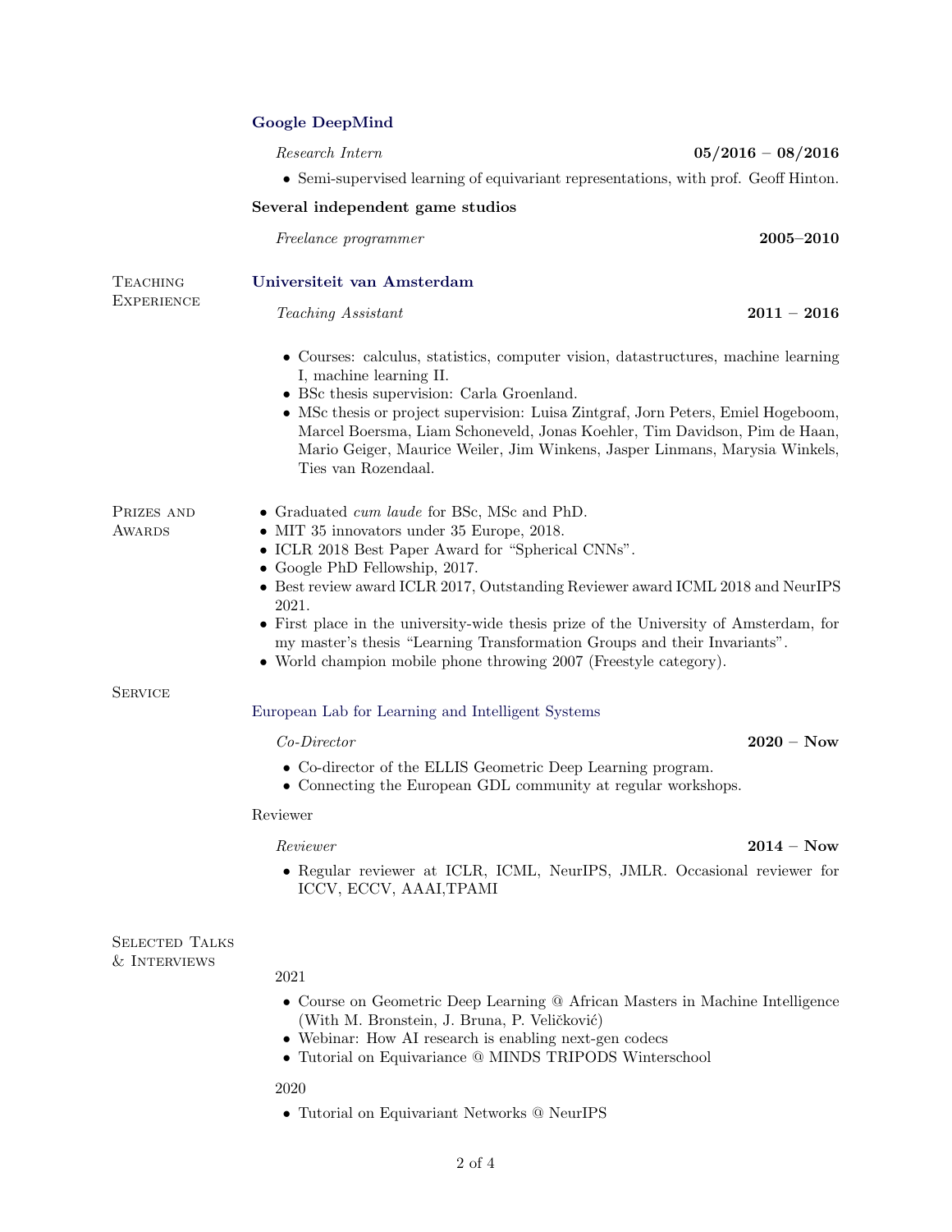### Google DeepMind

*Research Intern* **05/2016 – 08/2016**

- Semi-supervised learning of equivariant representations, with prof. Geoff Hinton.

### Several independent game studios

*Freelance programmer* **2005–2010**

## Teaching Experience

### Universiteit van Amsterdam

*Teaching Assistant* **2011 – 2016**

- Courses: calculus, statistics, computer vision, datastructures, machine learning I, machine learning II.
- BSc thesis supervision: Carla Groenland.
- MSc thesis or project supervision: Luisa Zintgraf, Jorn Peters, Emiel Hogeboom, Marcel Boersma, Liam Schoneveld, Jonas Koehler, Tim Davidson, Pim de Haan, Mario Geiger, Maurice Weiler, Jim Winkens, Jasper Linmans, Marysia Winkels, Ties van Rozendaal.

## Prizes and Awards

- Graduated *cum laude* for BSc, MSc and PhD.
- MIT 35 innovators under 35 Europe, 2018.
- ICLR 2018 Best Paper Award for "Spherical CNNs".
- Google PhD Fellowship, 2017.
- Best review award ICLR 2017, Outstanding Reviewer award ICML 2018 and NeurIPS 2021.
- First place in the university-wide thesis prize of the University of Amsterdam, for my master's thesis "Learning Transformation Groups and their Invariants".
- World champion mobile phone throwing 2007 (Freestyle category).

## Service

### European Lab for Learning and Intelligent Systems

*Co-Director* **2020 – Now**

- Co-director of the ELLIS Geometric Deep Learning program.
- Connecting the European GDL community at regular workshops.

### Reviewer

*Reviewer* **2014 – Now**

- Regular reviewer at ICLR, ICML, NeurIPS, JMLR. Occasional reviewer for ICCV, ECCV, AAAI,TPAMI

## Selected Talks & Interviews

2021

- Course on Geometric Deep Learning @ African Masters in Machine Intelligence (With M. Bronstein, J. Bruna, P. Veličković)
- Webinar: How AI research is enabling next-gen codecs
- Tutorial on Equivariance @ MINDS TRIPODS Winterschool

2020

- Tutorial on Equivariant Networks @ NeurIPS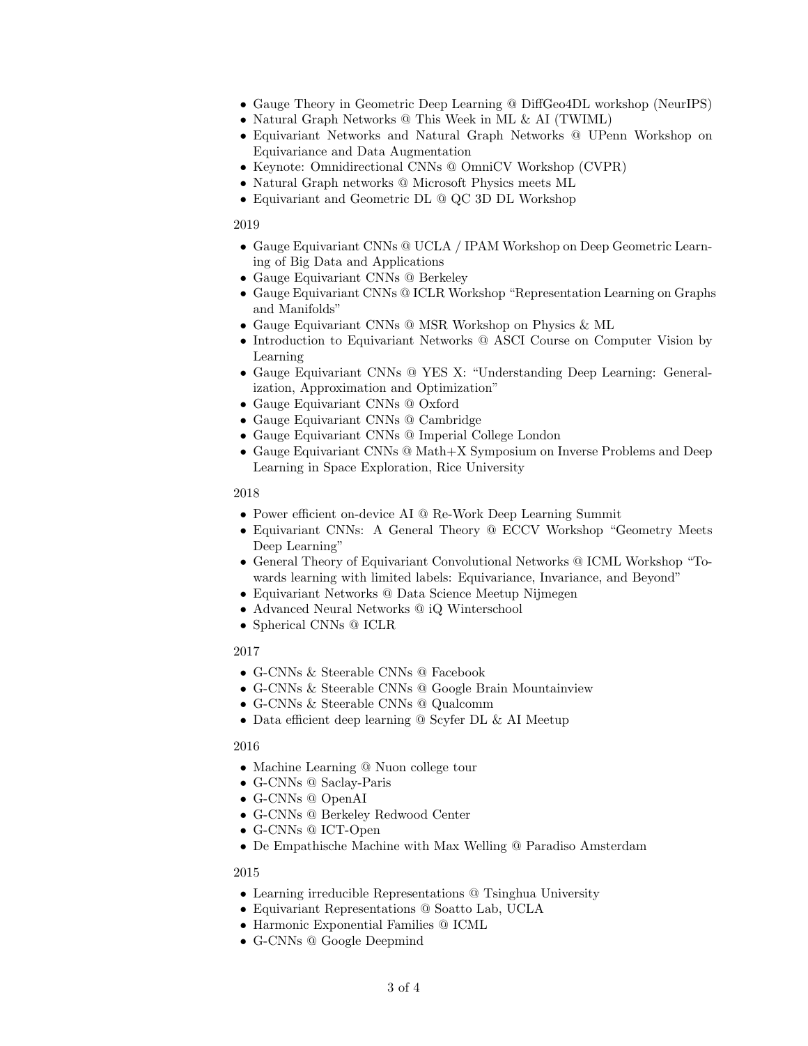- Gauge Theory in Geometric Deep Learning @ DiffGeo4DL workshop (NeurIPS)
- Natural Graph Networks @ This Week in ML & AI (TWIML)
- Equivariant Networks and Natural Graph Networks @ UPenn Workshop on Equivariance and Data Augmentation
- Keynote: Omnidirectional CNNs @ OmniCV Workshop (CVPR)
- Natural Graph networks @ Microsoft Physics meets ML
- Equivariant and Geometric DL @ QC 3D DL Workshop

2019

- Gauge Equivariant CNNs @ UCLA / IPAM Workshop on Deep Geometric Learning of Big Data and Applications
- Gauge Equivariant CNNs @ Berkeley
- Gauge Equivariant CNNs @ ICLR Workshop "Representation Learning on Graphs and Manifolds"
- Gauge Equivariant CNNs @ MSR Workshop on Physics & ML
- Introduction to Equivariant Networks @ ASCI Course on Computer Vision by Learning
- Gauge Equivariant CNNs @ YES X: "Understanding Deep Learning: Generalization, Approximation and Optimization"
- Gauge Equivariant CNNs @ Oxford
- Gauge Equivariant CNNs @ Cambridge
- Gauge Equivariant CNNs @ Imperial College London
- Gauge Equivariant CNNs @ Math+X Symposium on Inverse Problems and Deep Learning in Space Exploration, Rice University

2018

- Power efficient on-device AI @ Re-Work Deep Learning Summit
- Equivariant CNNs: A General Theory @ ECCV Workshop "Geometry Meets Deep Learning"
- General Theory of Equivariant Convolutional Networks @ ICML Workshop "Towards learning with limited labels: Equivariance, Invariance, and Beyond"
- Equivariant Networks @ Data Science Meetup Nijmegen
- Advanced Neural Networks @ iQ Winterschool
- Spherical CNNs @ ICLR

2017

- G-CNNs & Steerable CNNs @ Facebook
- G-CNNs & Steerable CNNs @ Google Brain Mountainview
- G-CNNs & Steerable CNNs @ Qualcomm
- Data efficient deep learning @ Scyfer DL & AI Meetup

2016

- Machine Learning @ Nuon college tour
- G-CNNs @ Saclay-Paris
- G-CNNs @ OpenAI
- G-CNNs @ Berkeley Redwood Center
- G-CNNs @ ICT-Open
- De Empathische Machine with Max Welling @ Paradiso Amsterdam

2015

- Learning irreducible Representations @ Tsinghua University
- Equivariant Representations @ Soatto Lab, UCLA
- Harmonic Exponential Families @ ICML
- G-CNNs @ Google Deepmind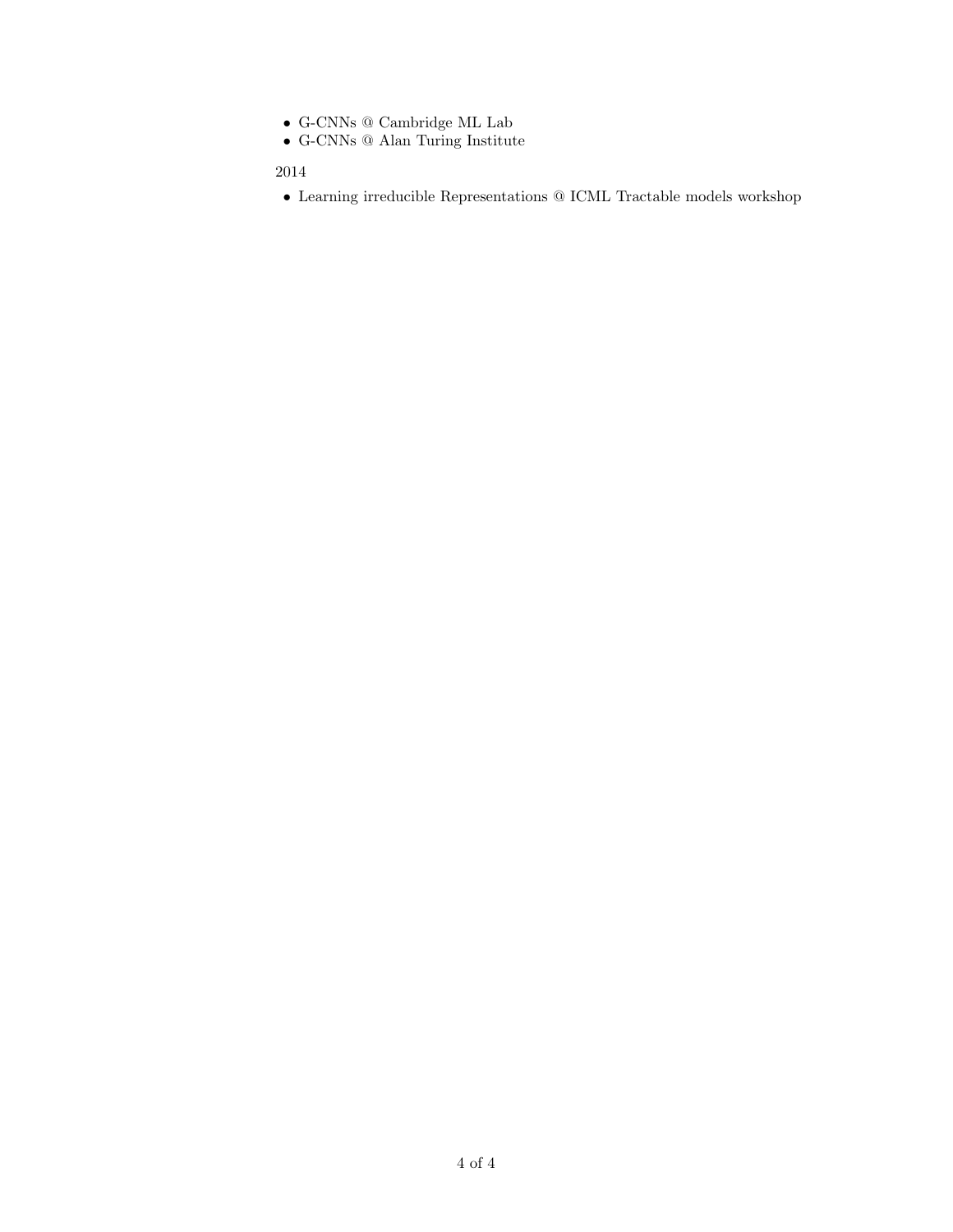- G-CNNs @ Cambridge ML Lab
- G-CNNs @ Alan Turing Institute

2014

- Learning irreducible Representations @ ICML Tractable models workshop